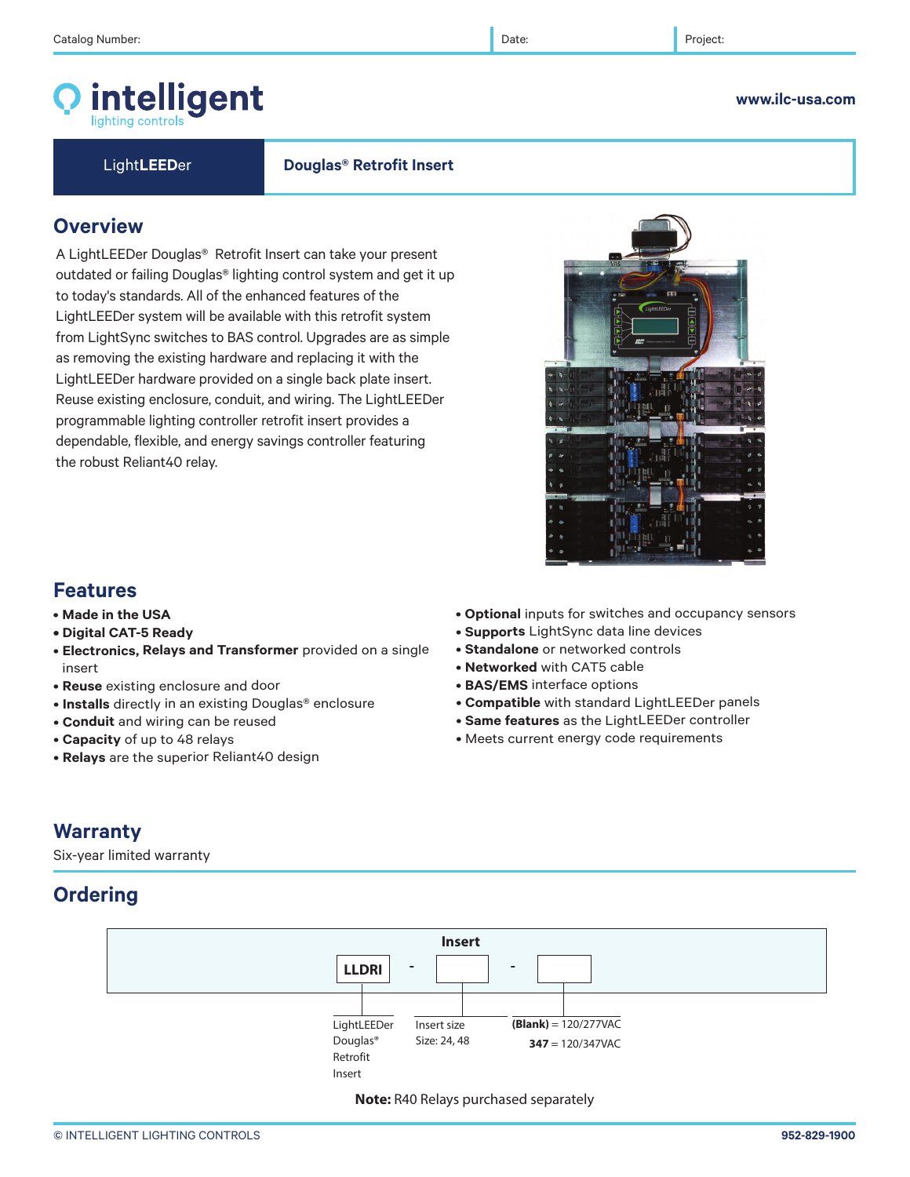Catalog Number: | Date: | Project:

# intelligent lighting controls

www.ilc-usa.com

**LightLEEDer** | **Douglas® Retrofit Insert**

## Overview

A LightLEEDer Douglas® Retrofit Insert can take your present outdated or failing Douglas® lighting control system and get it up to today's standards. All of the enhanced features of the LightLEEDer system will be available with this retrofit system from LightSync switches to BAS control. Upgrades are as simple as removing the existing hardware and replacing it with the LightLEEDer hardware provided on a single back plate insert. Reuse existing enclosure, conduit, and wiring. The LightLEEDer programmable lighting controller retrofit insert provides a dependable, flexible, and energy savings controller featuring the robust Reliant40 relay.

## Features

- **Made in the USA**
- **Digital CAT-5 Ready**
- **Electronics, Relays and Transformer** provided on a single insert
- **Reuse** existing enclosure and door
- **Installs** directly in an existing Douglas® enclosure
- **Conduit** and wiring can be reused
- **Capacity** of up to 48 relays
- **Relays** are the superior Reliant40 design
- **Optional** inputs for switches and occupancy sensors
- **Supports** LightSync data line devices
- **Standalone** or networked controls
- **Networked** with CAT5 cable
- **BAS/EMS** interface options
- **Compatible** with standard LightLEEDer panels
- **Same features** as the LightLEEDer controller
- Meets current energy code requirements

## Warranty

Six-year limited warranty

## Ordering

**Insert**

| LLDRI | - | | - | |
|---|---|---|---|---|
| LightLEEDer Douglas® Retrofit Insert | | Insert size<br>Size: 24, 48 | | **(Blank)** = 120/277VAC<br>**347** = 120/347VAC |

**Note:** R40 Relays purchased separately

© INTELLIGENT LIGHTING CONTROLS

952-829-1900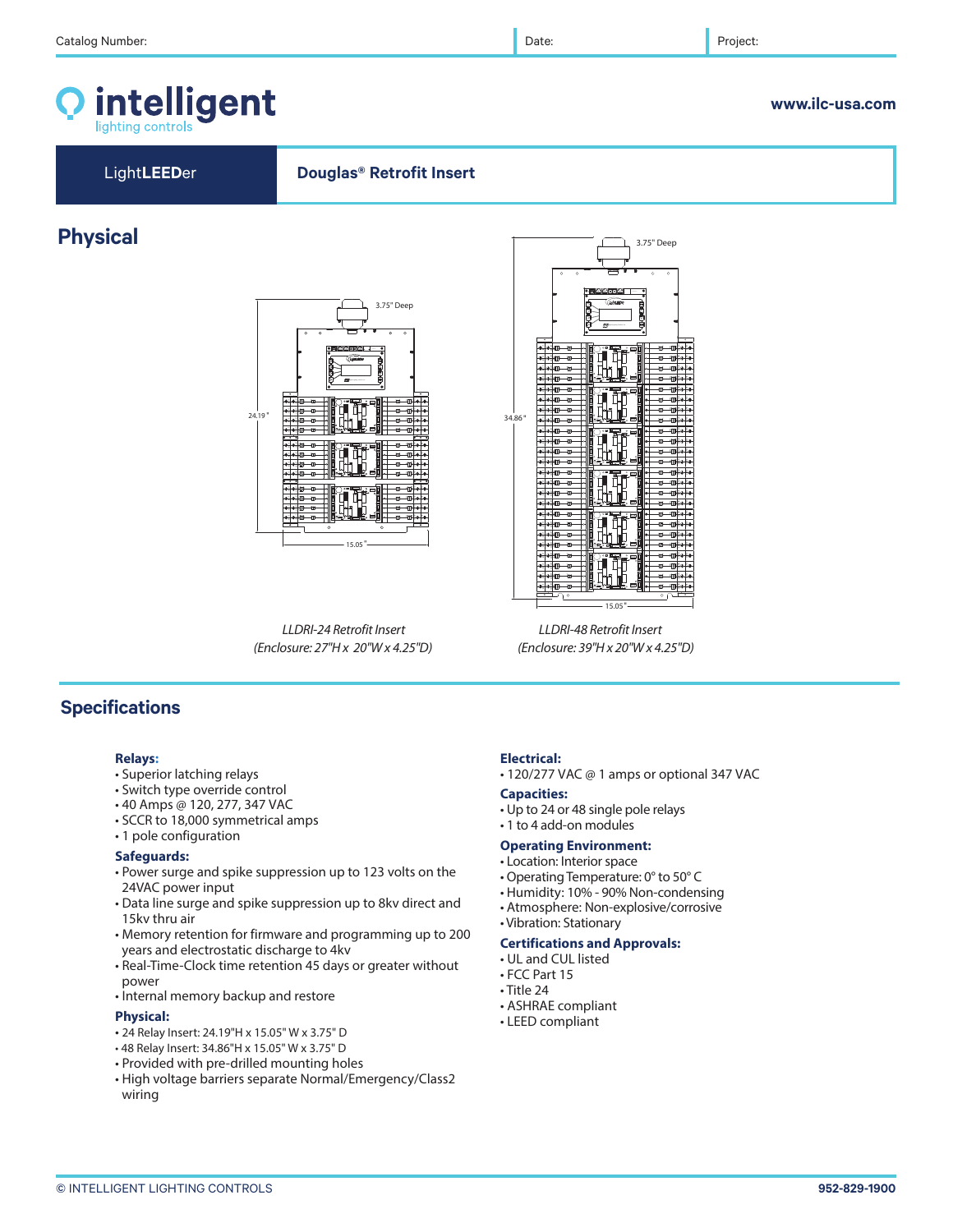Catalog Number: | Date: | Project:

# intelligent
lighting controls

www.ilc-usa.com

LightLEEDer — **Douglas® Retrofit Insert**

## Physical

3.75" Deep

24.19"

15.05"

LLDRI-24 Retrofit Insert
(Enclosure: 27"H x 20"W x 4.25"D)

3.75" Deep

34.86"

15.05"

LLDRI-48 Retrofit Insert
(Enclosure: 39"H x 20"W x 4.25"D)

## Specifications

**Relays:**
- Superior latching relays
- Switch type override control
- 40 Amps @ 120, 277, 347 VAC
- SCCR to 18,000 symmetrical amps
- 1 pole configuration

**Safeguards:**
- Power surge and spike suppression up to 123 volts on the 24VAC power input
- Data line surge and spike suppression up to 8kv direct and 15kv thru air
- Memory retention for firmware and programming up to 200 years and electrostatic discharge to 4kv
- Real-Time-Clock time retention 45 days or greater without power
- Internal memory backup and restore

**Physical:**
- 24 Relay Insert: 24.19"H x 15.05" W x 3.75" D
- 48 Relay Insert: 34.86"H x 15.05" W x 3.75" D
- Provided with pre-drilled mounting holes
- High voltage barriers separate Normal/Emergency/Class2 wiring

**Electrical:**
- 120/277 VAC @ 1 amps or optional 347 VAC

**Capacities:**
- Up to 24 or 48 single pole relays
- 1 to 4 add-on modules

**Operating Environment:**
- Location: Interior space
- Operating Temperature: 0° to 50° C
- Humidity: 10% - 90% Non-condensing
- Atmosphere: Non-explosive/corrosive
- Vibration: Stationary

**Certifications and Approvals:**
- UL and CUL listed
- FCC Part 15
- Title 24
- ASHRAE compliant
- LEED compliant

© INTELLIGENT LIGHTING CONTROLS — 952-829-1900